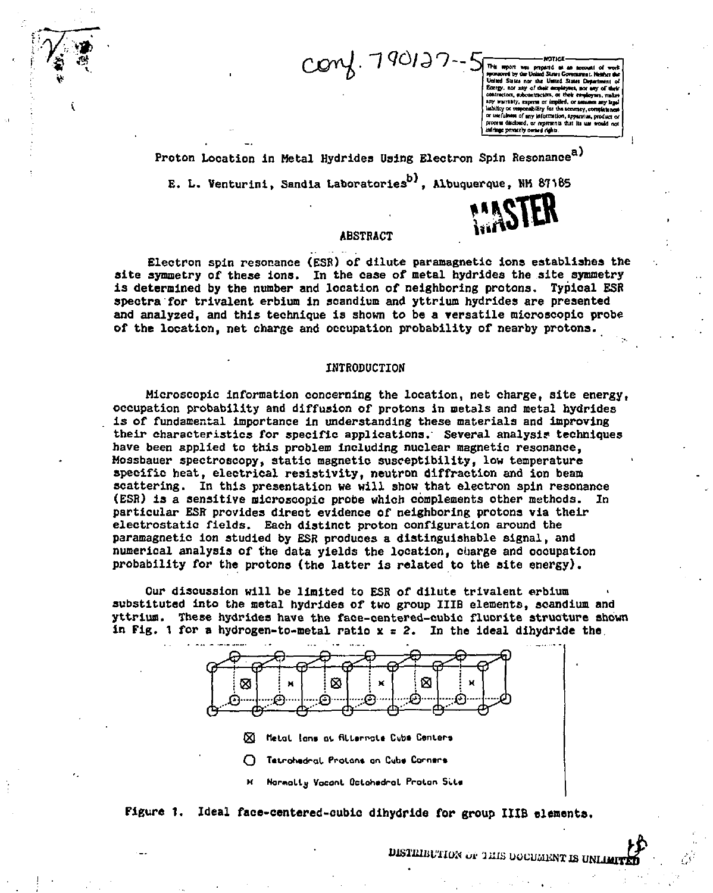CONF-790127--5

NOTICE

This report was prepared as an account of work sponsored by the United States Government. Neither the United States nor the United States Department of Energy, nor any of their employees, nor any of their contractors, subcontractors, or their employees, makes any warranty, express or implied, or assumes any legal liability or responsibility for the accuracy, completeness or usefulness of any information, apparatus, product or process disclosed, or represents that its use would not infringe privately owned rights.

# Proton Location in Metal Hydrides Using Electron Spin Resonance[a)]

E. L. Venturini, Sandia Laboratories[b)], Albuquerque, NM 87185

MASTER

## ABSTRACT

Electron spin resonance (ESR) of dilute paramagnetic ions establishes the site symmetry of these ions. In the case of metal hydrides the site symmetry is determined by the number and location of neighboring protons. Typical ESR spectra for trivalent erbium in scandium and yttrium hydrides are presented and analyzed, and this technique is shown to be a versatile microscopic probe of the location, net charge and occupation probability of nearby protons.

## INTRODUCTION

Microscopic information concerning the location, net charge, site energy, occupation probability and diffusion of protons in metals and metal hydrides is of fundamental importance in understanding these materials and improving their characteristics for specific applications. Several analysis techniques have been applied to this problem including nuclear magnetic resonance, Mossbauer spectroscopy, static magnetic susceptibility, low temperature specific heat, electrical resistivity, neutron diffraction and ion beam scattering. In this presentation we will show that electron spin resonance (ESR) is a sensitive microscopic probe which complements other methods. In particular ESR provides direct evidence of neighboring protons via their electrostatic fields. Each distinct proton configuration around the paramagnetic ion studied by ESR produces a distinguishable signal, and numerical analysis of the data yields the location, charge and occupation probability for the protons (the latter is related to the site energy).

Our discussion will be limited to ESR of dilute trivalent erbium substituted into the metal hydrides of two group IIIB elements, scandium and yttrium. These hydrides have the face-centered-cubic fluorite structure shown in Fig. 1 for a hydrogen-to-metal ratio $x = 2$. In the ideal dihydride the

⊠ Metal Ions at Alternate Cube Centers

○ Tetrahedral Protons on Cube Corners

× Normally Vacant Octahedral Proton Site

Figure 1. Ideal face-centered-cubic dihydride for group IIIB elements.

DISTRIBUTION OF THIS DOCUMENT IS UNLIMITED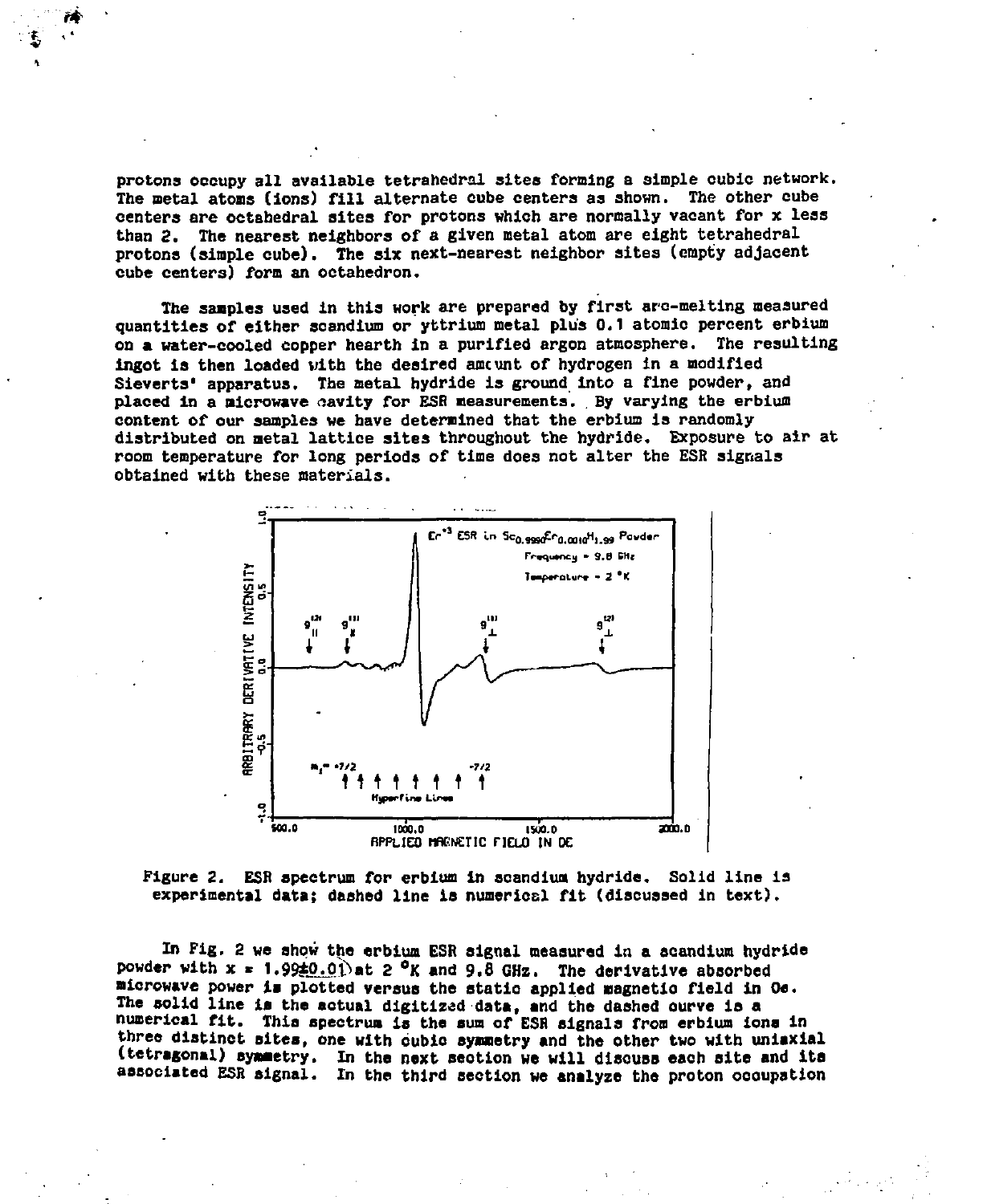protons occupy all available tetrahedral sites forming a simple cubic network. The metal atoms (ions) fill alternate cube centers as shown. The other cube centers are octahedral sites for protons which are normally vacant for x less than 2. The nearest neighbors of a given metal atom are eight tetrahedral protons (simple cube). The six next-nearest neighbor sites (empty adjacent cube centers) form an octahedron.

The samples used in this work are prepared by first arc-melting measured quantities of either scandium or yttrium metal plus 0.1 atomic percent erbium on a water-cooled copper hearth in a purified argon atmosphere. The resulting ingot is then loaded with the desired amount of hydrogen in a modified Sieverts' apparatus. The metal hydride is ground into a fine powder, and placed in a microwave cavity for ESR measurements. By varying the erbium content of our samples we have determined that the erbium is randomly distributed on metal lattice sites throughout the hydride. Exposure to air at room temperature for long periods of time does not alter the ESR signals obtained with these materials.

Figure 2. ESR spectrum for erbium in scandium hydride. Solid line is experimental data; dashed line is numerical fit (discussed in text).

In Fig. 2 we show the erbium ESR signal measured in a scandium hydride powder with x = 1.99±0.01 at 2 °K and 9.8 GHz. The derivative absorbed microwave power is plotted versus the static applied magnetic field in Oe. The solid line is the actual digitized data, and the dashed curve is a numerical fit. This spectrum is the sum of ESR signals from erbium ions in three distinct sites, one with cubic symmetry and the other two with uniaxial (tetragonal) symmetry. In the next section we will discuss each site and its associated ESR signal. In the third section we analyze the proton occupation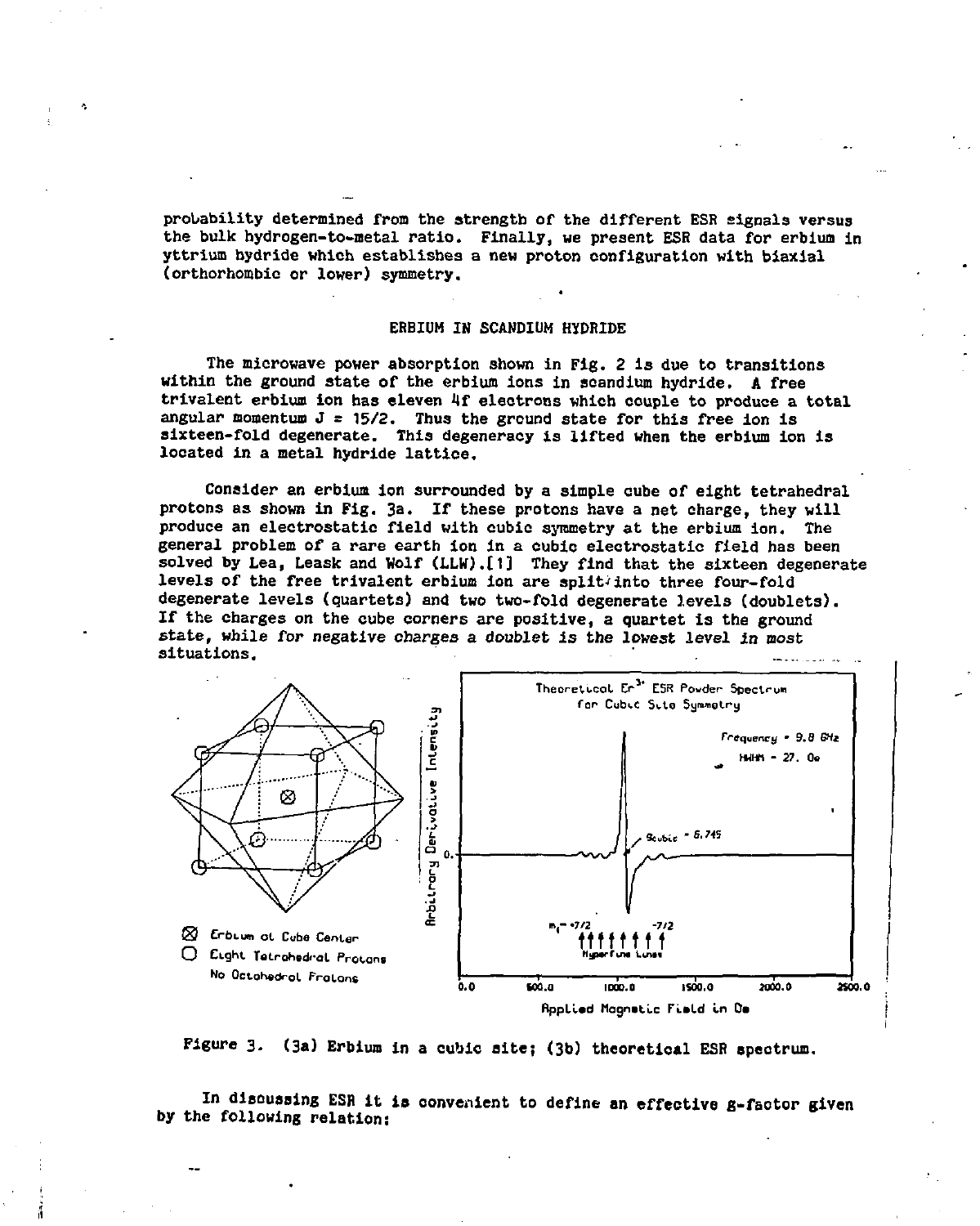probability determined from the strength of the different ESR signals versus the bulk hydrogen-to-metal ratio. Finally, we present ESR data for erbium in yttrium hydride which establishes a new proton configuration with biaxial (orthorhombic or lower) symmetry.

## ERBIUM IN SCANDIUM HYDRIDE

The microwave power absorption shown in Fig. 2 is due to transitions within the ground state of the erbium ions in scandium hydride. A free trivalent erbium ion has eleven 4f electrons which couple to produce a total angular momentum $J = 15/2$. Thus the ground state for this free ion is sixteen-fold degenerate. This degeneracy is lifted when the erbium ion is located in a metal hydride lattice.

Consider an erbium ion surrounded by a simple cube of eight tetrahedral protons as shown in Fig. 3a. If these protons have a net charge, they will produce an electrostatic field with cubic symmetry at the erbium ion. The general problem of a rare earth ion in a cubic electrostatic field has been solved by Lea, Leask and Wolf (LLW).[1] They find that the sixteen degenerate levels of the free trivalent erbium ion are split into three four-fold degenerate levels (quartets) and two two-fold degenerate levels (doublets). If the charges on the cube corners are positive, a quartet is the ground state, while for negative charges a doublet is the lowest level in most situations.

Figure 3. (3a) Erbium in a cubic site; (3b) theoretical ESR spectrum.

In discussing ESR it is convenient to define an effective g-factor given by the following relation: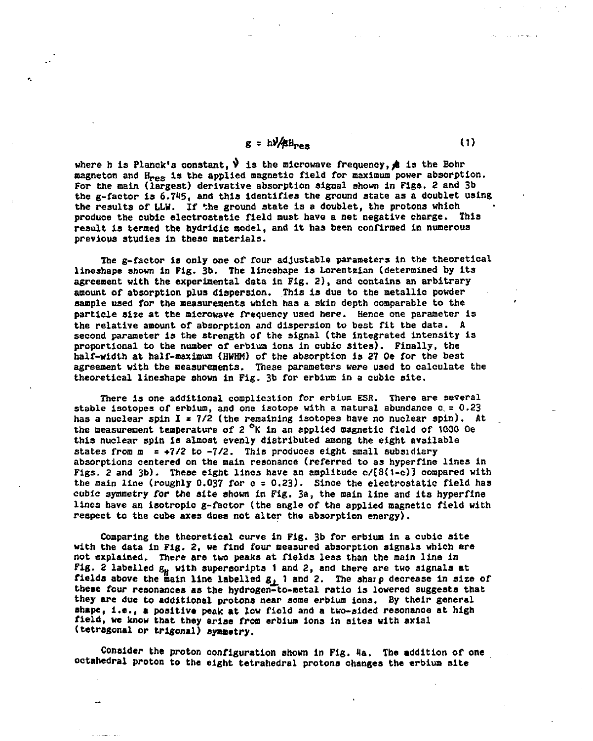$$g = h\nu/\beta H_{res} \tag{1}$$

where h is Planck's constant, $\nu$ is the microwave frequency, $\beta$ is the Bohr magneton and $H_{res}$ is the applied magnetic field for maximum power absorption. For the main (largest) derivative absorption signal shown in Figs. 2 and 3b the g-factor is 6.745, and this identifies the ground state as a doublet using the results of LLW. If the ground state is a doublet, the protons which produce the cubic electrostatic field must have a net negative charge. This result is termed the hydridic model, and it has been confirmed in numerous previous studies in these materials.

The g-factor is only one of four adjustable parameters in the theoretical lineshape shown in Fig. 3b. The lineshape is Lorentzian (determined by its agreement with the experimental data in Fig. 2), and contains an arbitrary amount of absorption plus dispersion. This is due to the metallic powder sample used for the measurements which has a skin depth comparable to the particle size at the microwave frequency used here. Hence one parameter is the relative amount of absorption and dispersion to best fit the data. A second parameter is the strength of the signal (the integrated intensity is proportional to the number of erbium ions in cubic sites). Finally, the half-width at half-maximum (HWHM) of the absorption is 27 Oe for the best agreement with the measurements. These parameters were used to calculate the theoretical lineshape shown in Fig. 3b for erbium in a cubic site.

There is one additional complication for erbium ESR. There are several stable isotopes of erbium, and one isotope with a natural abundance $c = 0.23$ has a nuclear spin $I = 7/2$ (the remaining isotopes have no nuclear spin). At the measurement temperature of 2 °K in an applied magnetic field of 1000 Oe this nuclear spin is almost evenly distributed among the eight available states from $m = +7/2$ to $-7/2$. This produces eight small subsidiary absorptions centered on the main resonance (referred to as hyperfine lines in Figs. 2 and 3b). These eight lines have an amplitude $c/[8(1-c)]$ compared with the main line (roughly 0.037 for $c = 0.23$). Since the electrostatic field has cubic symmetry for the site shown in Fig. 3a, the main line and its hyperfine lines have an isotropic g-factor (the angle of the applied magnetic field with respect to the cube axes does not alter the absorption energy).

Comparing the theoretical curve in Fig. 3b for erbium in a cubic site with the data in Fig. 2, we find four measured absorption signals which are not explained. There are two peaks at fields less than the main line in Fig. 2 labelled $g_{\parallel}$ with superscripts 1 and 2, and there are two signals at fields above the main line labelled $g_{\perp}$ 1 and 2. The sharp decrease in size of these four resonances as the hydrogen-to-metal ratio is lowered suggests that they are due to additional protons near some erbium ions. By their general shape, i.e., a positive peak at low field and a two-sided resonance at high field, we know that they arise from erbium ions in sites with axial (tetragonal or trigonal) symmetry.

Consider the proton configuration shown in Fig. 4a. The addition of one octahedral proton to the eight tetrahedral protons changes the erbium site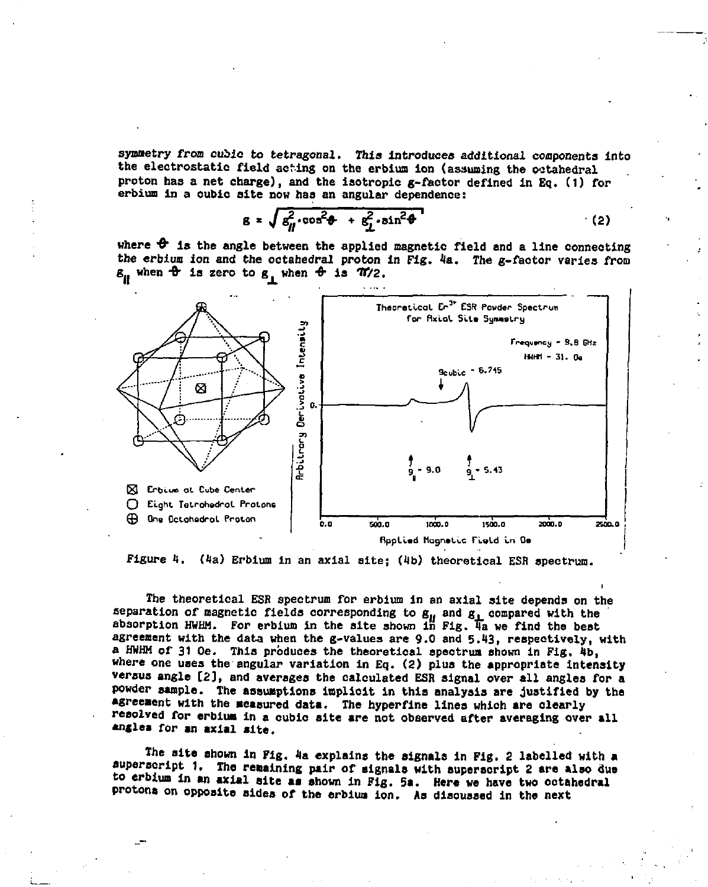symmetry *from cubic to tetragonal. This introduces additional components into* the electrostatic field acting on the erbium ion (assuming the octahedral proton has a net charge), and the isotropic g-factor defined in Eq. (1) for erbium in a cubic site now has an angular dependence:

$$g = \sqrt{g_{\parallel}^2 \cdot \cos^2\theta + g_{\perp}^2 \cdot \sin^2\theta} \tag{2}$$

where $\theta$ is the angle between the applied magnetic field and a line connecting the erbium ion and the octahedral proton in Fig. 4a. The g-factor varies from $g_{\parallel}$ when $\theta$ is zero to $g_{\perp}$ when $\theta$ is $\pi/2$.

Figure 4. (4a) Erbium in an axial site; (4b) theoretical ESR spectrum.

The theoretical ESR spectrum for erbium in an axial site depends on the separation of magnetic fields corresponding to $g_{\parallel}$ and $g_{\perp}$ compared with the absorption HWHM. For erbium in the site shown in Fig. 4a we find the best agreement with the data when the g-values are 9.0 and 5.43, respectively, with a HWHM of 31 Oe. This produces the theoretical spectrum shown in Fig. 4b, where one uses the angular variation in Eq. (2) plus the appropriate intensity versus angle [2], and averages the calculated ESR signal over all angles for a powder sample. The assumptions implicit in this analysis are justified by the agreement with the measured data. The hyperfine lines which are clearly resolved for erbium in a cubic site are not observed after averaging over all angles for an axial site.

The site shown in Fig. 4a explains the signals in Fig. 2 labelled with a superscript 1. The remaining pair of signals with superscript 2 are also due to erbium in an axial site as shown in Fig. 5a. Here we have two octahedral protons on opposite sides of the erbium ion. As discussed in the next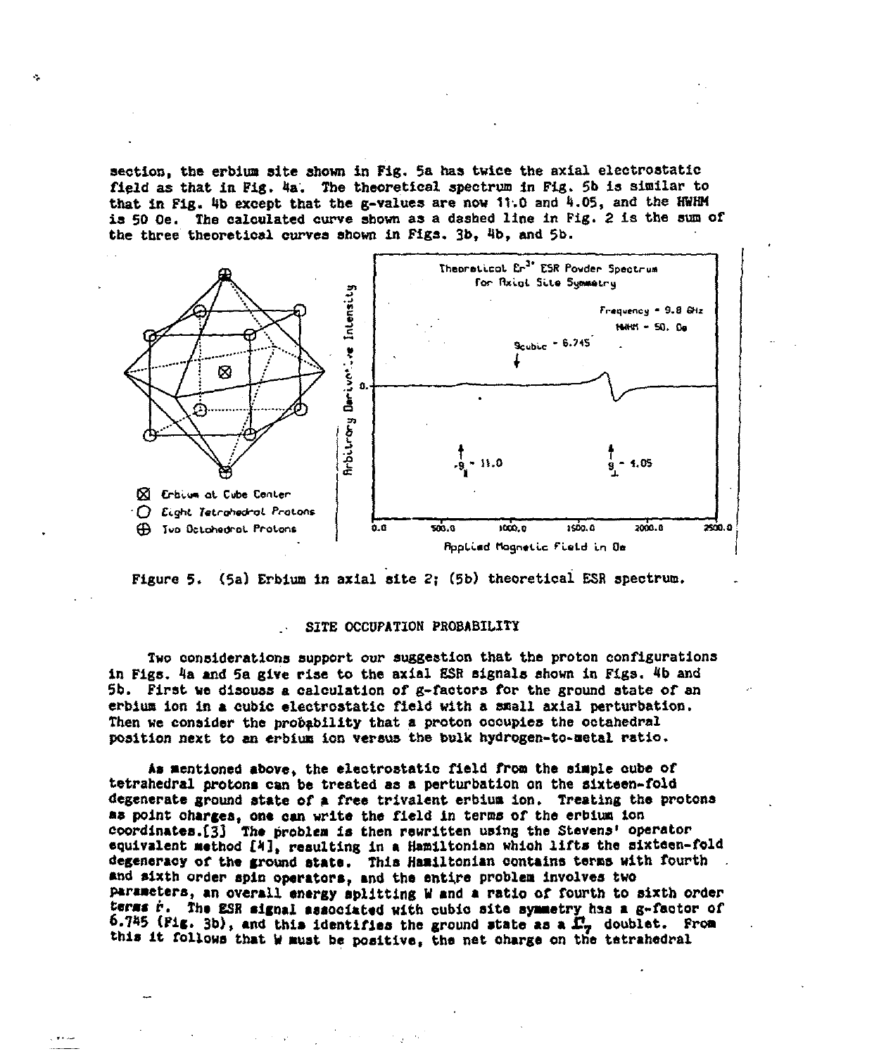section, the erbium site shown in Fig. 5a has twice the axial electrostatic field as that in Fig. 4a. The theoretical spectrum in Fig. 5b is similar to that in Fig. 4b except that the g-values are now 11.0 and 4.05, and the HWHM is 50 Oe. The calculated curve shown as a dashed line in Fig. 2 is the sum of the three theoretical curves shown in Figs. 3b, 4b, and 5b.

Figure 5. (5a) Erbium in axial site 2; (5b) theoretical ESR spectrum.

## SITE OCCUPATION PROBABILITY

Two considerations support our suggestion that the proton configurations in Figs. 4a and 5a give rise to the axial ESR signals shown in Figs. 4b and 5b. First we discuss a calculation of g-factors for the ground state of an erbium ion in a cubic electrostatic field with a small axial perturbation. Then we consider the probability that a proton occupies the octahedral position next to an erbium ion versus the bulk hydrogen-to-metal ratio.

As mentioned above, the electrostatic field from the simple cube of tetrahedral protons can be treated as a perturbation on the sixteen-fold degenerate ground state of a free trivalent erbium ion. Treating the protons as point charges, one can write the field in terms of the erbium ion coordinates.[3] The problem is then rewritten using the Stevens' operator equivalent method [4], resulting in a Hamiltonian which lifts the sixteen-fold degeneracy of the ground state. This Hamiltonian contains terms with fourth and sixth order spin operators, and the entire problem involves two parameters, an overall energy splitting W and a ratio of fourth to sixth order terms r. The ESR signal associated with cubic site symmetry has a g-factor of 6.745 (Fig. 3b), and this identifies the ground state as a $\Gamma_7$ doublet. From this it follows that W must be positive, the net charge on the tetrahedral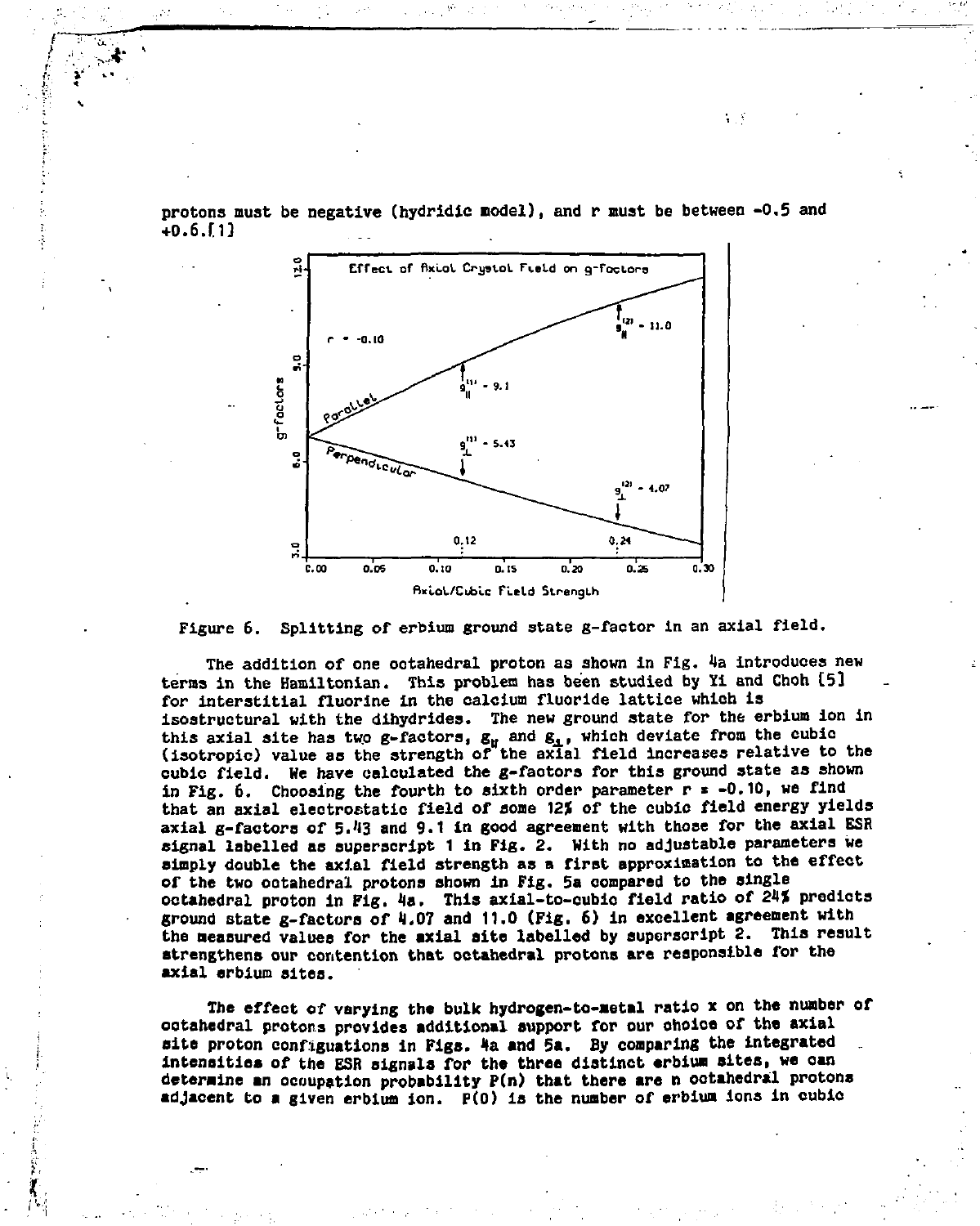protons must be negative (hydridic model), and r must be between -0.5 and +0.6.[1]

Figure 6. Splitting of erbium ground state g-factor in an axial field.

The addition of one octahedral proton as shown in Fig. 4a introduces new terms in the Hamiltonian. This problem has been studied by Yi and Choh [5] for interstitial fluorine in the calcium fluoride lattice which is isostructural with the dihydrides. The new ground state for the erbium ion in this axial site has two g-factors, $g_{\parallel}$ and $g_{\perp}$, which deviate from the cubic (isotropic) value as the strength of the axial field increases relative to the cubic field. We have calculated the g-factors for this ground state as shown in Fig. 6. Choosing the fourth to sixth order parameter $r = -0.10$, we find that an axial electrostatic field of some 12% of the cubic field energy yields axial g-factors of 5.43 and 9.1 in good agreement with those for the axial ESR signal labelled as superscript 1 in Fig. 2. With no adjustable parameters we simply double the axial field strength as a first approximation to the effect of the two octahedral protons shown in Fig. 5a compared to the single octahedral proton in Fig. 4a. This axial-to-cubic field ratio of 24% predicts ground state g-factors of 4.07 and 11.0 (Fig. 6) in excellent agreement with the measured values for the axial site labelled by superscript 2. This result strengthens our contention that octahedral protons are responsible for the axial erbium sites.

The effect of varying the bulk hydrogen-to-metal ratio x on the number of octahedral protons provides additional support for our choice of the axial site proton configuations in Figs. 4a and 5a. By comparing the integrated intensities of the ESR signals for the three distinct erbium sites, we can determine an occupation probability $P(n)$ that there are n octahedral protons adjacent to a given erbium ion. $P(0)$ is the number of erbium ions in cubic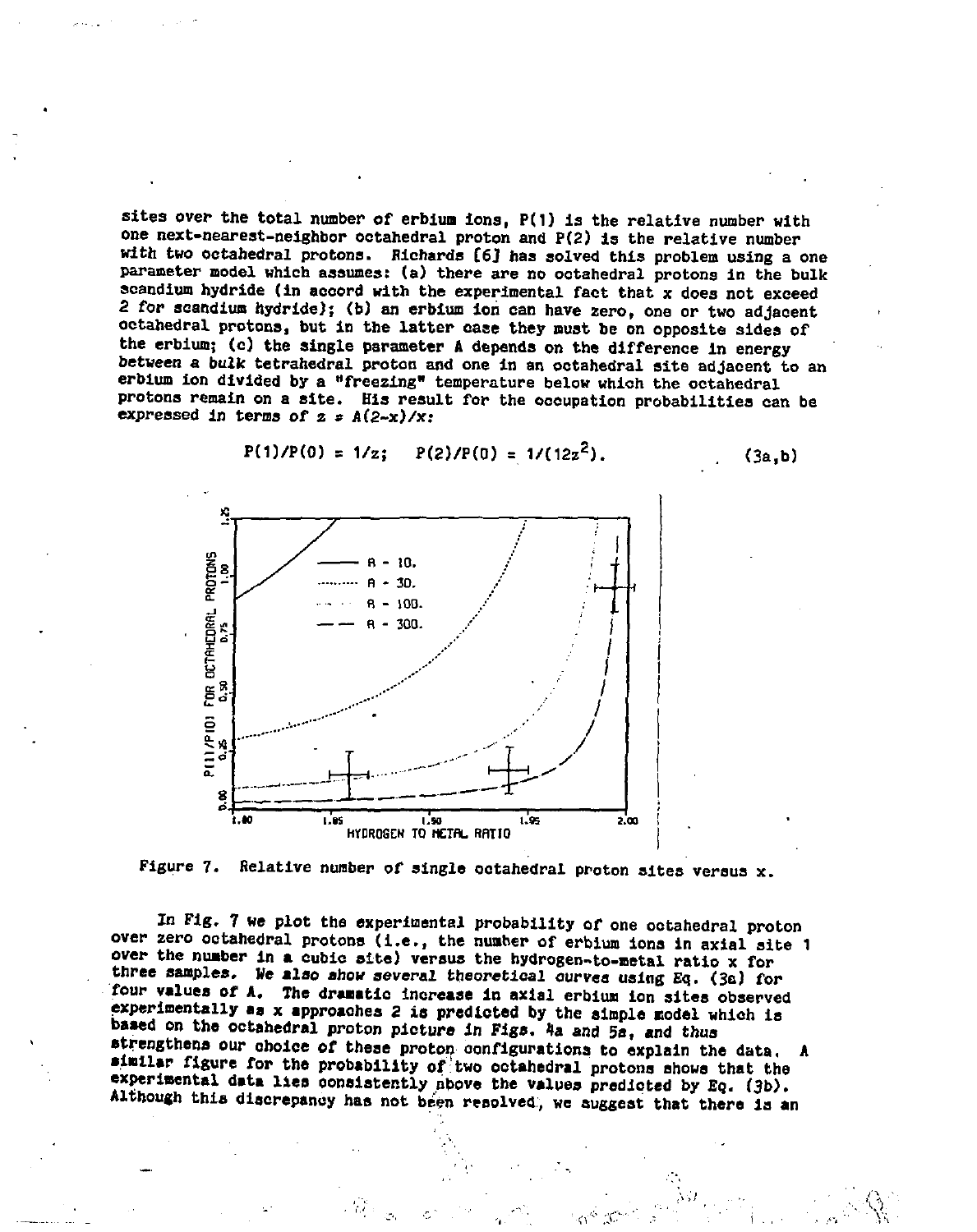sites over the total number of erbium ions, P(1) is the relative number with one next-nearest-neighbor octahedral proton and P(2) is the relative number with two octahedral protons. Richards [6] has solved this problem using a one parameter model which assumes: (a) there are no octahedral protons in the bulk scandium hydride (in accord with the experimental fact that x does not exceed 2 for scandium hydride); (b) an erbium ion can have zero, one or two adjacent octahedral protons, but in the latter case they must be on opposite sides of the erbium; (c) the single parameter A depends on the difference in energy between a *bulk* tetrahedral proton and one in an octahedral site adjacent to an erbium ion divided by a "freezing" temperature below which the octahedral protons remain on a site. His result for the occupation probabilities can be expressed in terms of $z = A(2-x)/x$:

$$P(1)/P(0) = 1/z; \quad P(2)/P(0) = 1/(12z^2). \qquad (3a,b)$$

Figure 7. Relative number of single octahedral proton sites versus x.

In Fig. 7 we plot the experimental probability of one octahedral proton over zero octahedral protons (i.e., the number of erbium ions in axial site 1 over the number in a cubic site) versus the hydrogen-to-metal ratio x for three samples. We also show several theoretical curves using Eq. (3a) for four values of A. The dramatic increase in axial erbium ion sites observed experimentally as x approaches 2 is predicted by the simple model which is based on the octahedral proton picture in Figs. 4a and 5a, and thus strengthens our choice of these proton configurations to explain the data. A similar figure for the probability of two octahedral protons shows that the experimental data lies consistently above the values predicted by Eq. (3b). Although this discrepancy has not been resolved, we suggest that there is an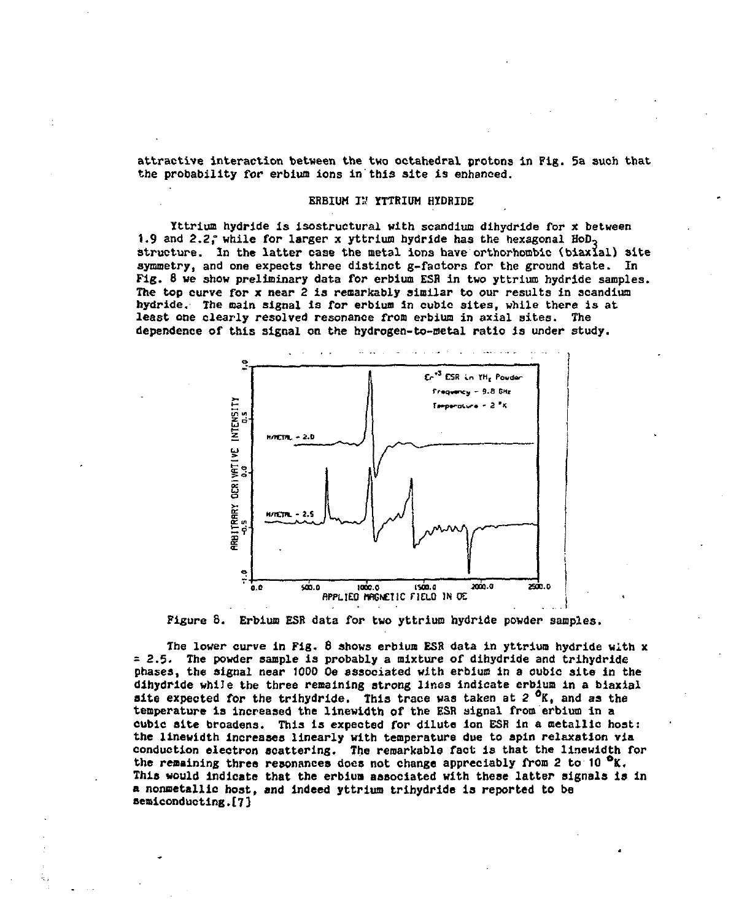attractive interaction between the two octahedral protons in Fig. 5a such that the probability for erbium ions in this site is enhanced.

## ERBIUM IN YTTRIUM HYDRIDE

Yttrium hydride is isostructural with scandium dihydride for x between 1.9 and 2.2, while for larger x yttrium hydride has the hexagonal $HoD_3$ structure. In the latter case the metal ions have orthorhombic (biaxial) site symmetry, and one expects three distinct g-factors for the ground state. In Fig. 8 we show preliminary data for erbium ESR in two yttrium hydride samples. The top curve for x near 2 is remarkably similar to our results in scandium hydride. The main signal is for erbium in cubic sites, while there is at least one clearly resolved resonance from erbium in axial sites. The dependence of this signal on the hydrogen-to-metal ratio is under study.

Figure 8. Erbium ESR data for two yttrium hydride powder samples.

The lower curve in Fig. 8 shows erbium ESR data in yttrium hydride with x = 2.5. The powder sample is probably a mixture of dihydride and trihydride phases, the signal near 1000 Oe associated with erbium in a cubic site in the dihydride while the three remaining strong lines indicate erbium in a biaxial site expected for the trihydride. This trace was taken at 2 °K, and as the temperature is increased the linewidth of the ESR signal from erbium in a cubic site broadens. This is expected for dilute ion ESR in a metallic host: the linewidth increases linearly with temperature due to spin relaxation via conduction electron scattering. The remarkable fact is that the linewidth for the remaining three resonances does not change appreciably from 2 to 10 °K. This would indicate that the erbium associated with these latter signals is in a nonmetallic host, and indeed yttrium trihydride is reported to be semiconducting.[7]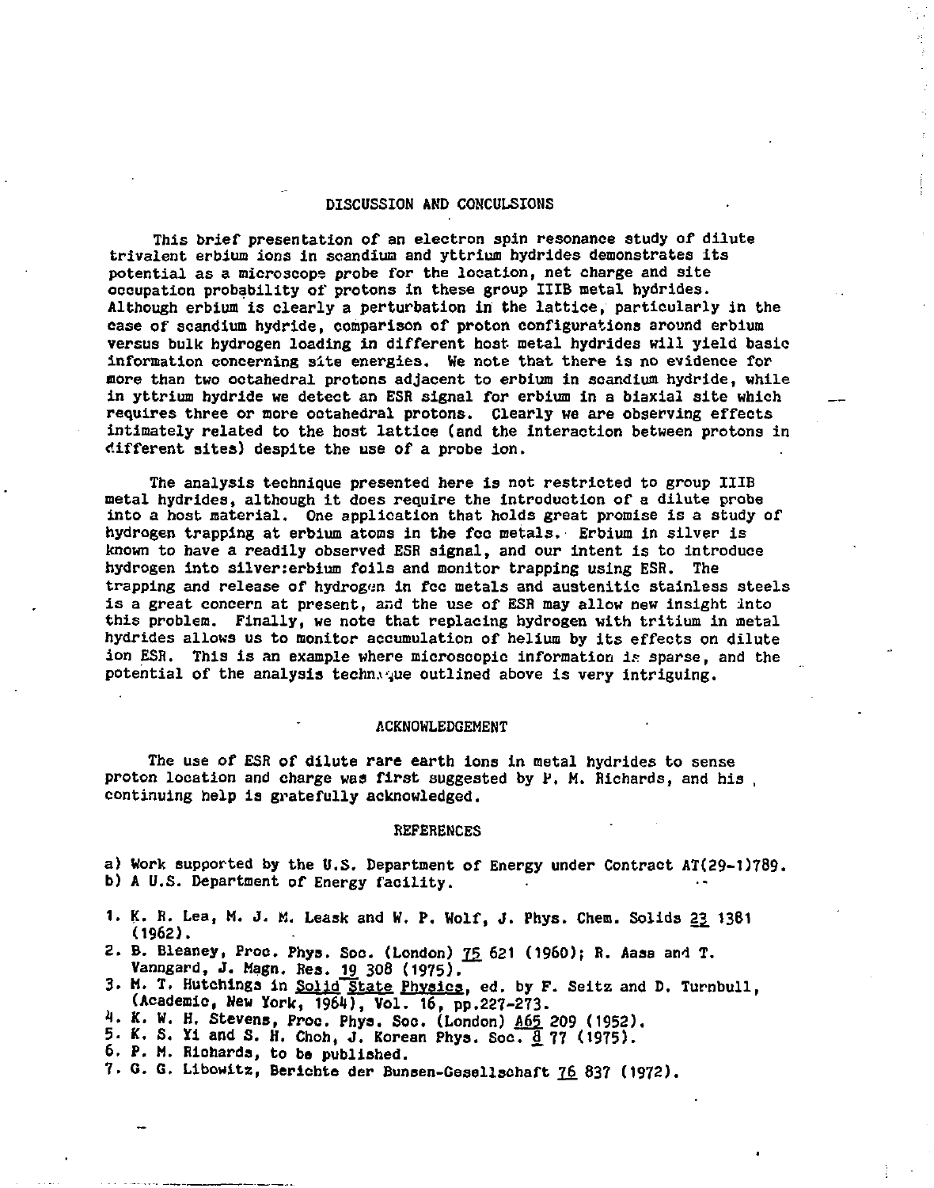## DISCUSSION AND CONCULSIONS

This brief presentation of an electron spin resonance study of dilute trivalent erbium ions in scandium and yttrium hydrides demonstrates its potential as a microscope probe for the location, net charge and site occupation probability of protons in these group IIIB metal hydrides. Although erbium is clearly a perturbation in the lattice, particularly in the case of scandium hydride, comparison of proton configurations around erbium versus bulk hydrogen loading in different host metal hydrides will yield basic information concerning site energies. We note that there is no evidence for more than two octahedral protons adjacent to erbium in scandium hydride, while in yttrium hydride we detect an ESR signal for erbium in a biaxial site which requires three or more octahedral protons. Clearly we are observing effects intimately related to the host lattice (and the interaction between protons in different sites) despite the use of a probe ion.

The analysis technique presented here is not restricted to group IIIB metal hydrides, although it does require the introduction of a dilute probe into a host material. One application that holds great promise is a study of hydrogen trapping at erbium atoms in the fcc metals. Erbium in silver is known to have a readily observed ESR signal, and our intent is to introduce hydrogen into silver:erbium foils and monitor trapping using ESR. The trapping and release of hydrogen in fcc metals and austenitic stainless steels is a great concern at present, and the use of ESR may allow new insight into this problem. Finally, we note that replacing hydrogen with tritium in metal hydrides allows us to monitor accumulation of helium by its effects on dilute ion ESR. This is an example where microscopic information is sparse, and the potential of the analysis technique outlined above is very intriguing.

## ACKNOWLEDGEMENT

The use of ESR of dilute rare earth ions in metal hydrides to sense proton location and charge was first suggested by P. M. Richards, and his continuing help is gratefully acknowledged.

## REFERENCES

a) Work supported by the U.S. Department of Energy under Contract AT(29-1)789.
b) A U.S. Department of Energy facility.

1. K. R. Lea, M. J. M. Leask and W. P. Wolf, J. Phys. Chem. Solids 23 1381 (1962).
2. B. Bleaney, Proc. Phys. Soc. (London) 75 621 (1960); R. Aasa and T. Vanngard, J. Magn. Res. 19 308 (1975).
3. M. T. Hutchings in Solid State Physics, ed. by F. Seitz and D. Turnbull, (Academic, New York, 1964), Vol. 16, pp.227-273.
4. K. W. H. Stevens, Proc. Phys. Soc. (London) A65 209 (1952).
5. K. S. Yi and S. H. Choh, J. Korean Phys. Soc. 8 77 (1975).
6. P. M. Richards, to be published.
7. G. G. Libowitz, Berichte der Bunsen-Gesellschaft 76 837 (1972).